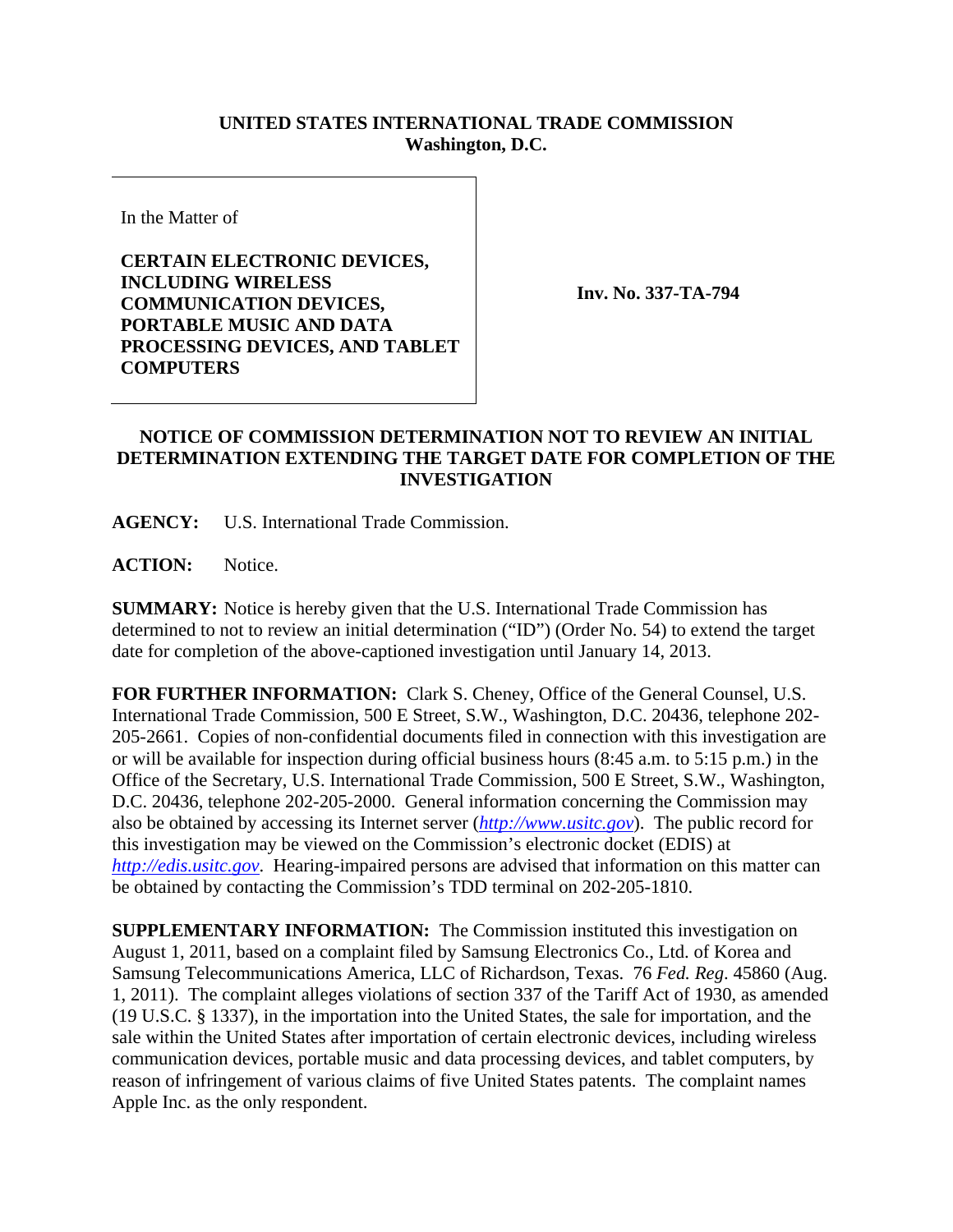**UNITED STATES INTERNATIONAL TRADE COMMISSION**
**Washington, D.C.**

| In the Matter of<br><br>**CERTAIN ELECTRONIC DEVICES, INCLUDING WIRELESS COMMUNICATION DEVICES, PORTABLE MUSIC AND DATA PROCESSING DEVICES, AND TABLET COMPUTERS** | **Inv. No. 337-TA-794** |
|---|---|

**NOTICE OF COMMISSION DETERMINATION NOT TO REVIEW AN INITIAL DETERMINATION EXTENDING THE TARGET DATE FOR COMPLETION OF THE INVESTIGATION**

**AGENCY:** U.S. International Trade Commission.

**ACTION:** Notice.

**SUMMARY:** Notice is hereby given that the U.S. International Trade Commission has determined to not to review an initial determination ("ID") (Order No. 54) to extend the target date for completion of the above-captioned investigation until January 14, 2013.

**FOR FURTHER INFORMATION:** Clark S. Cheney, Office of the General Counsel, U.S. International Trade Commission, 500 E Street, S.W., Washington, D.C. 20436, telephone 202-205-2661. Copies of non-confidential documents filed in connection with this investigation are or will be available for inspection during official business hours (8:45 a.m. to 5:15 p.m.) in the Office of the Secretary, U.S. International Trade Commission, 500 E Street, S.W., Washington, D.C. 20436, telephone 202-205-2000. General information concerning the Commission may also be obtained by accessing its Internet server (*http://www.usitc.gov*). The public record for this investigation may be viewed on the Commission's electronic docket (EDIS) at *http://edis.usitc.gov*. Hearing-impaired persons are advised that information on this matter can be obtained by contacting the Commission's TDD terminal on 202-205-1810.

**SUPPLEMENTARY INFORMATION:** The Commission instituted this investigation on August 1, 2011, based on a complaint filed by Samsung Electronics Co., Ltd. of Korea and Samsung Telecommunications America, LLC of Richardson, Texas. 76 *Fed. Reg.* 45860 (Aug. 1, 2011). The complaint alleges violations of section 337 of the Tariff Act of 1930, as amended (19 U.S.C. § 1337), in the importation into the United States, the sale for importation, and the sale within the United States after importation of certain electronic devices, including wireless communication devices, portable music and data processing devices, and tablet computers, by reason of infringement of various claims of five United States patents. The complaint names Apple Inc. as the only respondent.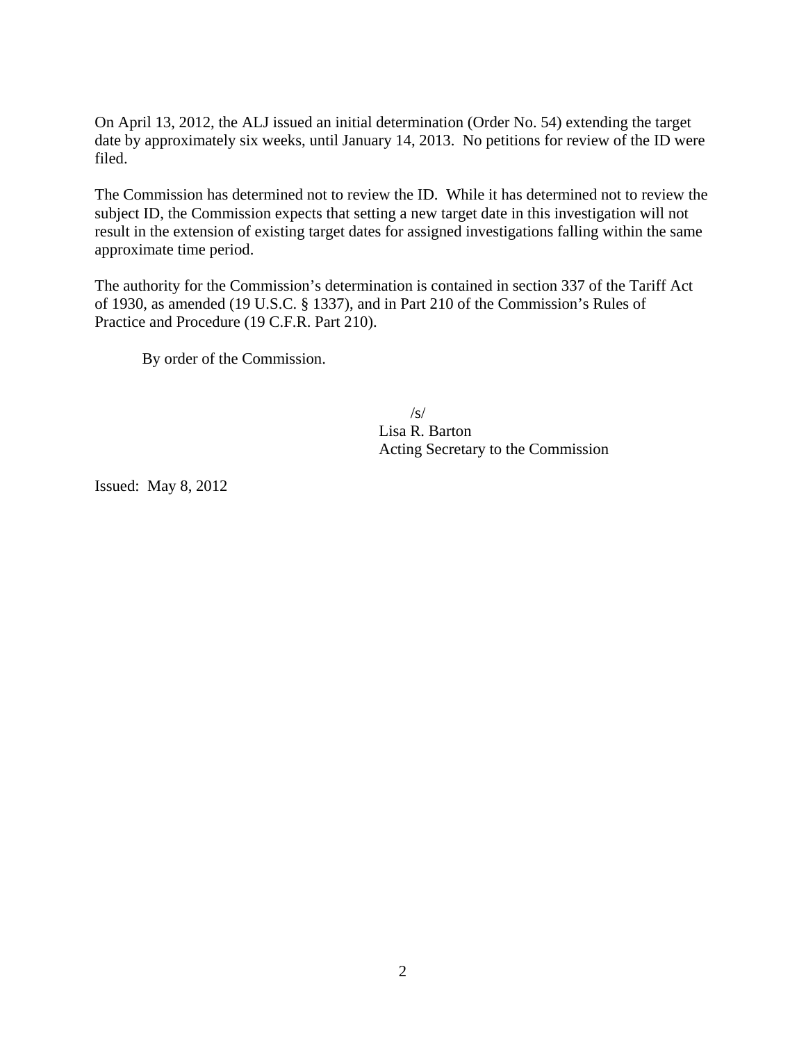On April 13, 2012, the ALJ issued an initial determination (Order No. 54) extending the target date by approximately six weeks, until January 14, 2013. No petitions for review of the ID were filed.

The Commission has determined not to review the ID. While it has determined not to review the subject ID, the Commission expects that setting a new target date in this investigation will not result in the extension of existing target dates for assigned investigations falling within the same approximate time period.

The authority for the Commission's determination is contained in section 337 of the Tariff Act of 1930, as amended (19 U.S.C. § 1337), and in Part 210 of the Commission's Rules of Practice and Procedure (19 C.F.R. Part 210).

By order of the Commission.

/s/
Lisa R. Barton
Acting Secretary to the Commission

Issued: May 8, 2012